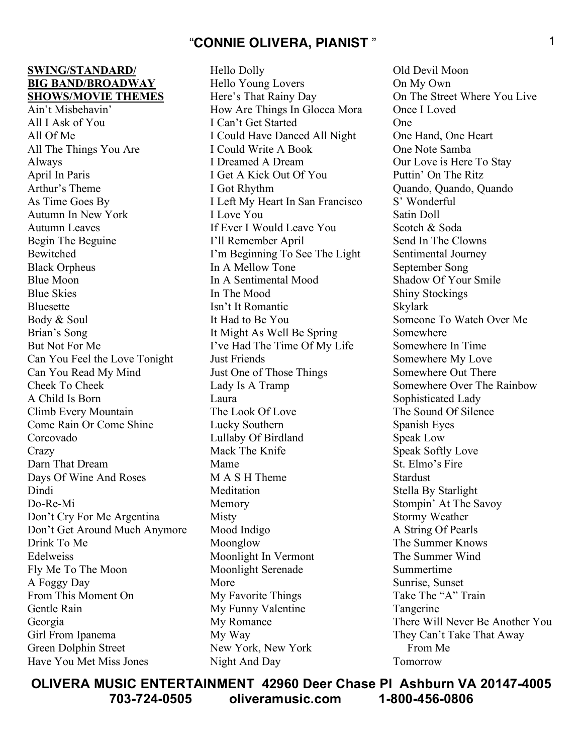# "CONNIE OLIVERA, PIANIST"

**SWING/STANDARD/ BIG BAND/BROADWAY SHOWS/MOVIE THEMES**

Ain't Misbehavin'
All I Ask of You
All Of Me
All The Things You Are
Always
April In Paris
Arthur's Theme
As Time Goes By
Autumn In New York
Autumn Leaves
Begin The Beguine
Bewitched
Black Orpheus
Blue Moon
Blue Skies
Bluesette
Body & Soul
Brian's Song
But Not For Me
Can You Feel the Love Tonight
Can You Read My Mind
Cheek To Cheek
A Child Is Born
Climb Every Mountain
Come Rain Or Come Shine
Corcovado
Crazy
Darn That Dream
Days Of Wine And Roses
Dindi
Do-Re-Mi
Don't Cry For Me Argentina
Don't Get Around Much Anymore
Drink To Me
Edelweiss
Fly Me To The Moon
A Foggy Day
From This Moment On
Gentle Rain
Georgia
Girl From Ipanema
Green Dolphin Street
Have You Met Miss Jones
Hello Dolly
Hello Young Lovers
Here's That Rainy Day
How Are Things In Glocca Mora
I Can't Get Started
I Could Have Danced All Night
I Could Write A Book
I Dreamed A Dream
I Get A Kick Out Of You
I Got Rhythm
I Left My Heart In San Francisco
I Love You
If Ever I Would Leave You
I'll Remember April
I'm Beginning To See The Light
In A Mellow Tone
In A Sentimental Mood
In The Mood
Isn't It Romantic
It Had to Be You
It Might As Well Be Spring
I've Had The Time Of My Life
Just Friends
Just One of Those Things
Lady Is A Tramp
Laura
The Look Of Love
Lucky Southern
Lullaby Of Birdland
Mack The Knife
Mame
M A S H Theme
Meditation
Memory
Misty
Mood Indigo
Moonglow
Moonlight In Vermont
Moonlight Serenade
More
My Favorite Things
My Funny Valentine
My Romance
My Way
New York, New York
Night And Day
Old Devil Moon
On My Own
On The Street Where You Live
Once I Loved
One
One Hand, One Heart
One Note Samba
Our Love is Here To Stay
Puttin' On The Ritz
Quando, Quando, Quando
S' Wonderful
Satin Doll
Scotch & Soda
Send In The Clowns
Sentimental Journey
September Song
Shadow Of Your Smile
Shiny Stockings
Skylark
Someone To Watch Over Me
Somewhere
Somewhere In Time
Somewhere My Love
Somewhere Out There
Somewhere Over The Rainbow
Sophisticated Lady
The Sound Of Silence
Spanish Eyes
Speak Low
Speak Softly Love
St. Elmo's Fire
Stardust
Stella By Starlight
Stompin' At The Savoy
Stormy Weather
A String Of Pearls
The Summer Knows
The Summer Wind
Summertime
Sunrise, Sunset
Take The "A" Train
Tangerine
There Will Never Be Another You
They Can't Take That Away From Me
Tomorrow

**OLIVERA MUSIC ENTERTAINMENT 42960 Deer Chase Pl Ashburn VA 20147-4005**
**703-724-0505 oliveramusic.com 1-800-456-0806**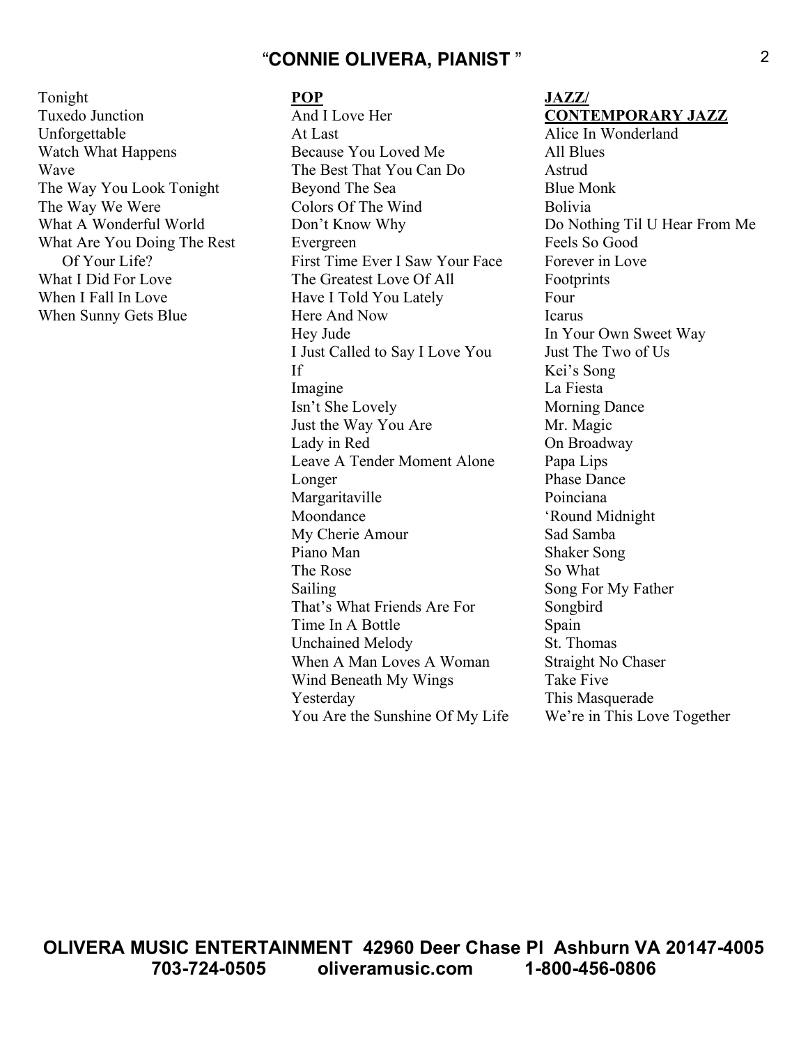# "CONNIE OLIVERA, PIANIST"

Tonight
Tuxedo Junction
Unforgettable
Watch What Happens
Wave
The Way You Look Tonight
The Way We Were
What A Wonderful World
What Are You Doing The Rest Of Your Life?
What I Did For Love
When I Fall In Love
When Sunny Gets Blue

**POP**

And I Love Her
At Last
Because You Loved Me
The Best That You Can Do
Beyond The Sea
Colors Of The Wind
Don't Know Why
Evergreen
First Time Ever I Saw Your Face
The Greatest Love Of All
Have I Told You Lately
Here And Now
Hey Jude
I Just Called to Say I Love You
If
Imagine
Isn't She Lovely
Just the Way You Are
Lady in Red
Leave A Tender Moment Alone
Longer
Margaritaville
Moondance
My Cherie Amour
Piano Man
The Rose
Sailing
That's What Friends Are For
Time In A Bottle
Unchained Melody
When A Man Loves A Woman
Wind Beneath My Wings
Yesterday
You Are the Sunshine Of My Life

**JAZZ/ CONTEMPORARY JAZZ**

Alice In Wonderland
All Blues
Astrud
Blue Monk
Bolivia
Do Nothing Til U Hear From Me
Feels So Good
Forever in Love
Footprints
Four
Icarus
In Your Own Sweet Way
Just The Two of Us
Kei's Song
La Fiesta
Morning Dance
Mr. Magic
On Broadway
Papa Lips
Phase Dance
Poinciana
'Round Midnight
Sad Samba
Shaker Song
So What
Song For My Father
Songbird
Spain
St. Thomas
Straight No Chaser
Take Five
This Masquerade
We're in This Love Together

**OLIVERA MUSIC ENTERTAINMENT 42960 Deer Chase Pl Ashburn VA 20147-4005**
**703-724-0505 oliveramusic.com 1-800-456-0806**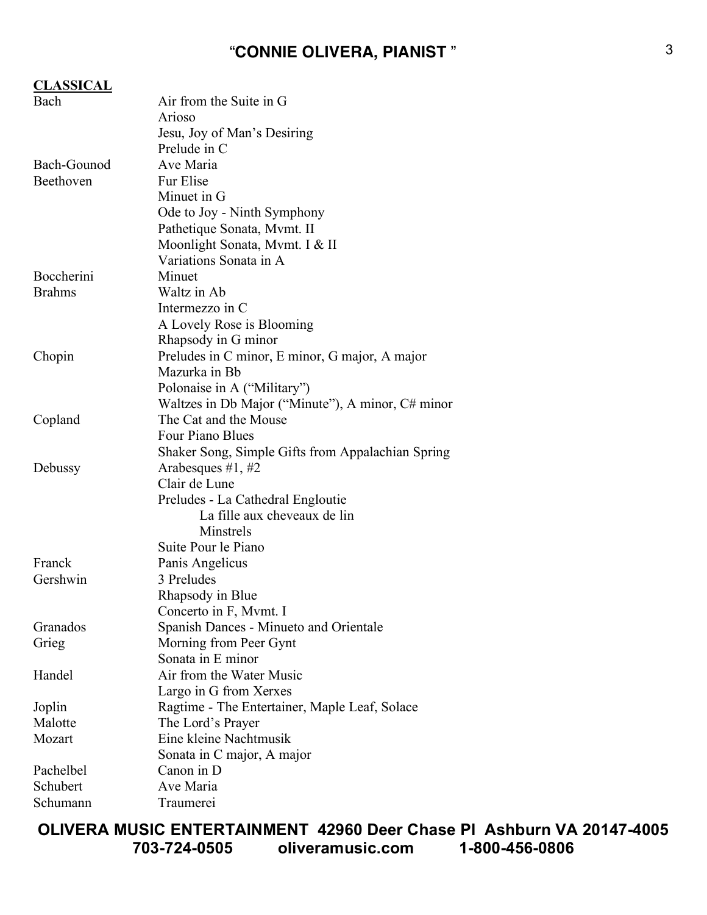# "CONNIE OLIVERA, PIANIST"

## CLASSICAL

| Composer | Piece |
|---|---|
| Bach | Air from the Suite in G |
| | Arioso |
| | Jesu, Joy of Man's Desiring |
| | Prelude in C |
| Bach-Gounod | Ave Maria |
| Beethoven | Fur Elise |
| | Minuet in G |
| | Ode to Joy - Ninth Symphony |
| | Pathetique Sonata, Mvmt. II |
| | Moonlight Sonata, Mvmt. I & II |
| | Variations Sonata in A |
| Boccherini | Minuet |
| Brahms | Waltz in Ab |
| | Intermezzo in C |
| | A Lovely Rose is Blooming |
| | Rhapsody in G minor |
| Chopin | Preludes in C minor, E minor, G major, A major |
| | Mazurka in Bb |
| | Polonaise in A ("Military") |
| | Waltzes in Db Major ("Minute"), A minor, C# minor |
| Copland | The Cat and the Mouse |
| | Four Piano Blues |
| | Shaker Song, Simple Gifts from Appalachian Spring |
| Debussy | Arabesques #1, #2 |
| | Clair de Lune |
| | Preludes - La Cathedral Engloutie |
| | La fille aux cheveaux de lin |
| | Minstrels |
| | Suite Pour le Piano |
| Franck | Panis Angelicus |
| Gershwin | 3 Preludes |
| | Rhapsody in Blue |
| | Concerto in F, Mvmt. I |
| Granados | Spanish Dances - Minueto and Orientale |
| Grieg | Morning from Peer Gynt |
| | Sonata in E minor |
| Handel | Air from the Water Music |
| | Largo in G from Xerxes |
| Joplin | Ragtime - The Entertainer, Maple Leaf, Solace |
| Malotte | The Lord's Prayer |
| Mozart | Eine kleine Nachtmusik |
| | Sonata in C major, A major |
| Pachelbel | Canon in D |
| Schubert | Ave Maria |
| Schumann | Traumerei |

**OLIVERA MUSIC ENTERTAINMENT 42960 Deer Chase Pl Ashburn VA 20147-4005**
**703-724-0505 oliveramusic.com 1-800-456-0806**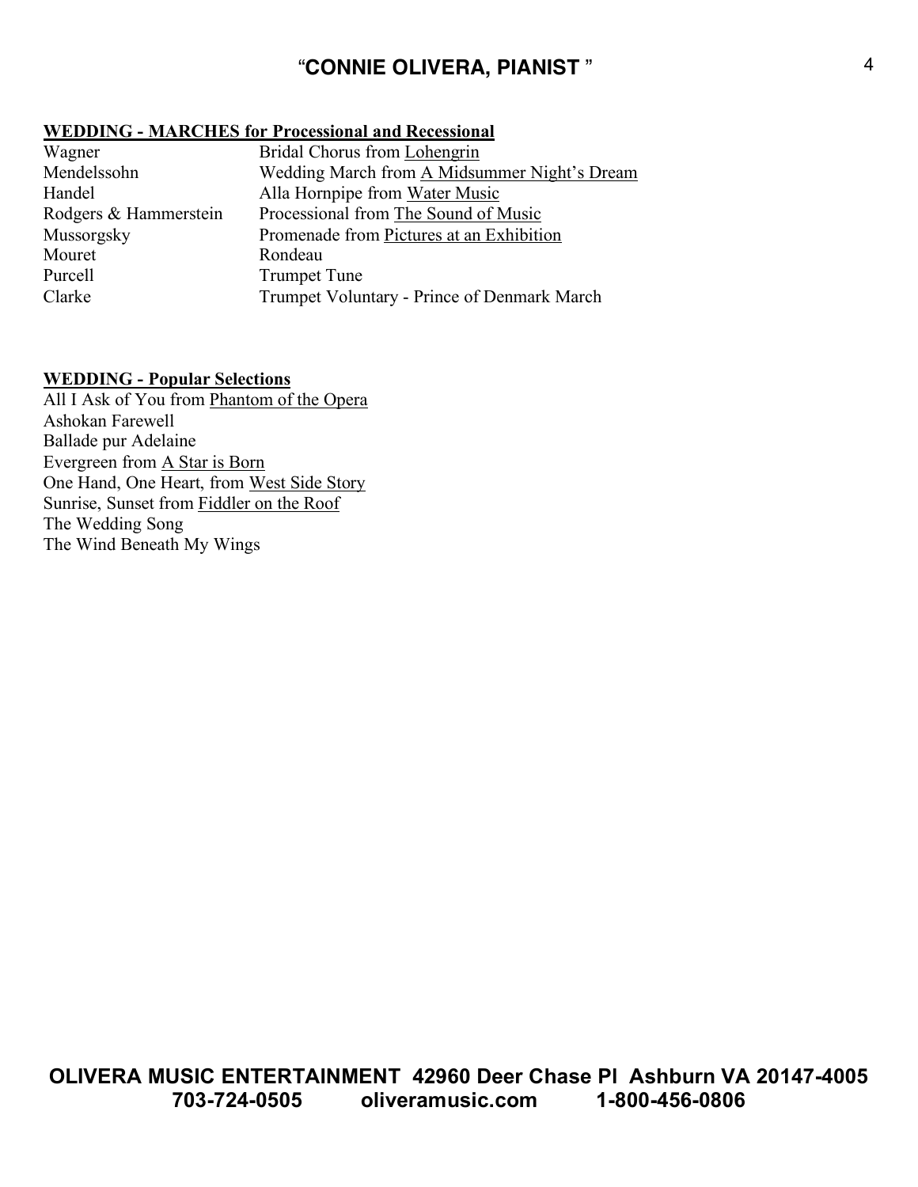**WEDDING - MARCHES for Processional and Recessional**

| | |
|---|---|
| Wagner | Bridal Chorus from Lohengrin |
| Mendelssohn | Wedding March from A Midsummer Night's Dream |
| Handel | Alla Hornpipe from Water Music |
| Rodgers & Hammerstein | Processional from The Sound of Music |
| Mussorgsky | Promenade from Pictures at an Exhibition |
| Mouret | Rondeau |
| Purcell | Trumpet Tune |
| Clarke | Trumpet Voluntary - Prince of Denmark March |

**WEDDING - Popular Selections**

All I Ask of You from Phantom of the Opera
Ashokan Farewell
Ballade pur Adelaine
Evergreen from A Star is Born
One Hand, One Heart, from West Side Story
Sunrise, Sunset from Fiddler on the Roof
The Wedding Song
The Wind Beneath My Wings